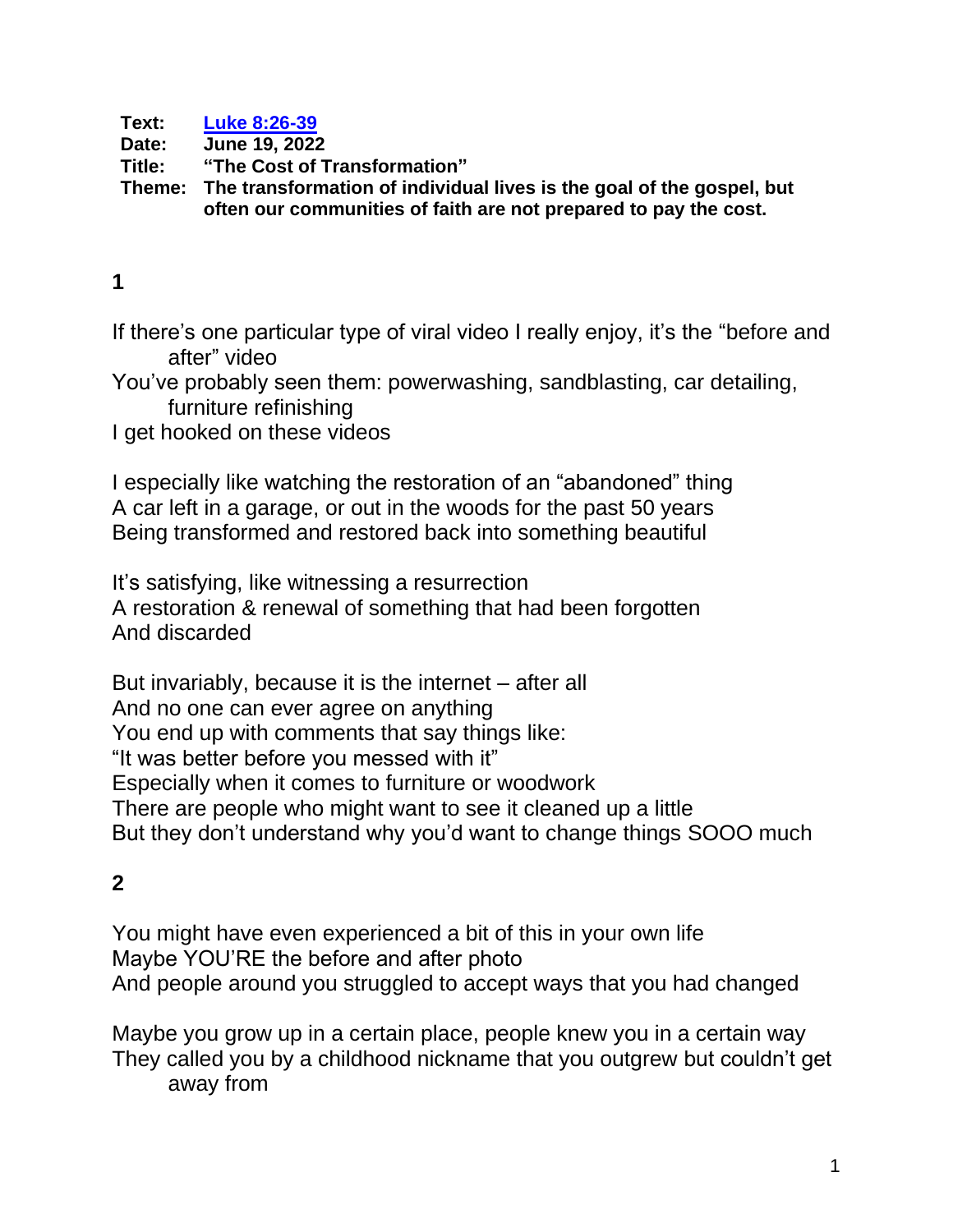**Text:** [Luke 8:26-39]
**Date:** June 19, 2022
**Title:** "The Cost of Transformation"
**Theme:** The transformation of individual lives is the goal of the gospel, but often our communities of faith are not prepared to pay the cost.

**1**

If there's one particular type of viral video I really enjoy, it's the "before and after" video
You've probably seen them: powerwashing, sandblasting, car detailing, furniture refinishing
I get hooked on these videos

I especially like watching the restoration of an "abandoned" thing
A car left in a garage, or out in the woods for the past 50 years
Being transformed and restored back into something beautiful

It's satisfying, like witnessing a resurrection
A restoration & renewal of something that had been forgotten
And discarded

But invariably, because it is the internet – after all
And no one can ever agree on anything
You end up with comments that say things like:
"It was better before you messed with it"
Especially when it comes to furniture or woodwork
There are people who might want to see it cleaned up a little
But they don't understand why you'd want to change things SOOO much

**2**

You might have even experienced a bit of this in your own life
Maybe YOU'RE the before and after photo
And people around you struggled to accept ways that you had changed

Maybe you grow up in a certain place, people knew you in a certain way
They called you by a childhood nickname that you outgrew but couldn't get away from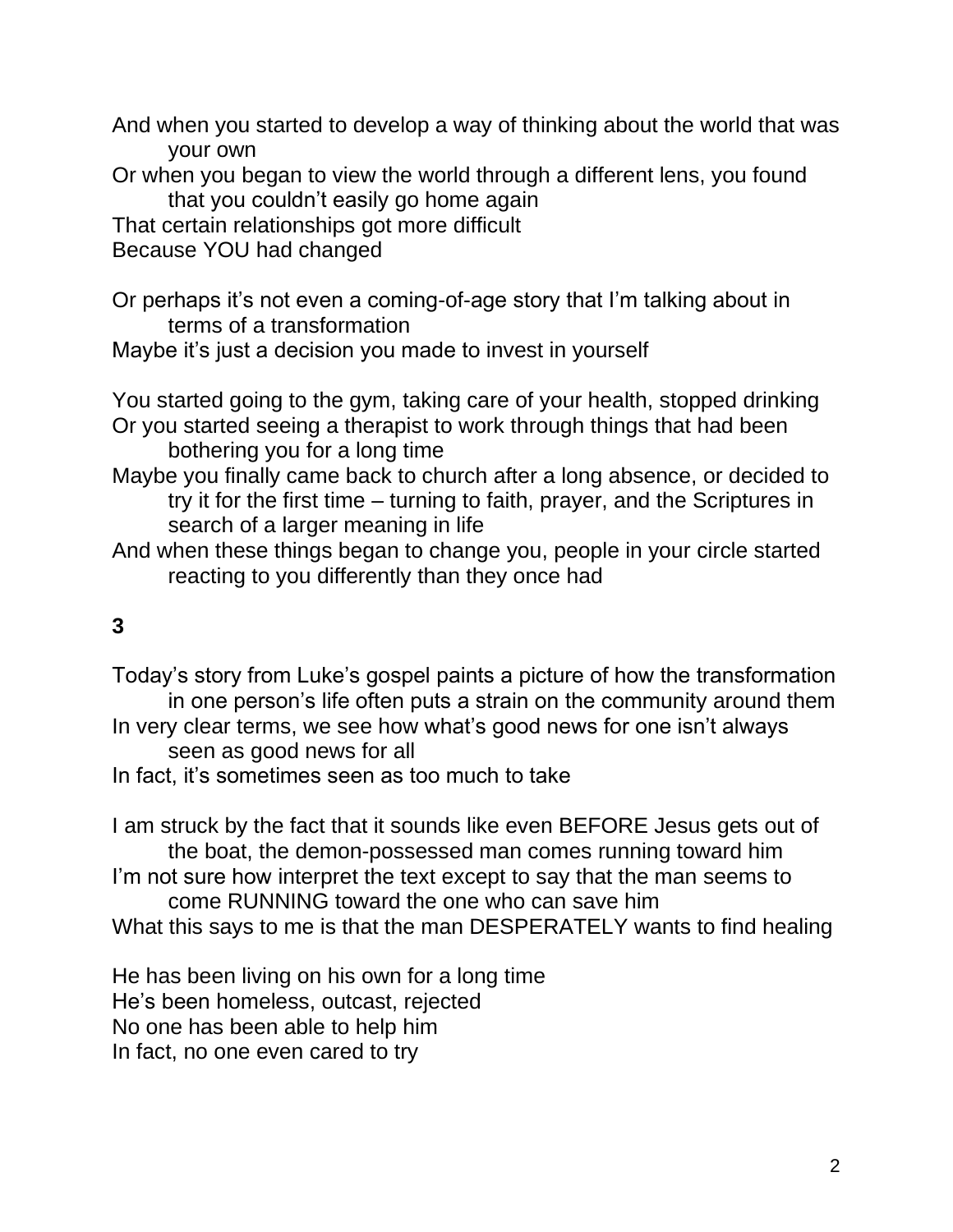And when you started to develop a way of thinking about the world that was your own

Or when you began to view the world through a different lens, you found that you couldn't easily go home again

That certain relationships got more difficult

Because YOU had changed

Or perhaps it's not even a coming-of-age story that I'm talking about in terms of a transformation

Maybe it's just a decision you made to invest in yourself

You started going to the gym, taking care of your health, stopped drinking

Or you started seeing a therapist to work through things that had been bothering you for a long time

Maybe you finally came back to church after a long absence, or decided to try it for the first time – turning to faith, prayer, and the Scriptures in search of a larger meaning in life

And when these things began to change you, people in your circle started reacting to you differently than they once had

**3**

Today's story from Luke's gospel paints a picture of how the transformation in one person's life often puts a strain on the community around them

In very clear terms, we see how what's good news for one isn't always seen as good news for all

In fact, it's sometimes seen as too much to take

I am struck by the fact that it sounds like even BEFORE Jesus gets out of the boat, the demon-possessed man comes running toward him

I'm not sure how interpret the text except to say that the man seems to come RUNNING toward the one who can save him

What this says to me is that the man DESPERATELY wants to find healing

He has been living on his own for a long time

He's been homeless, outcast, rejected

No one has been able to help him

In fact, no one even cared to try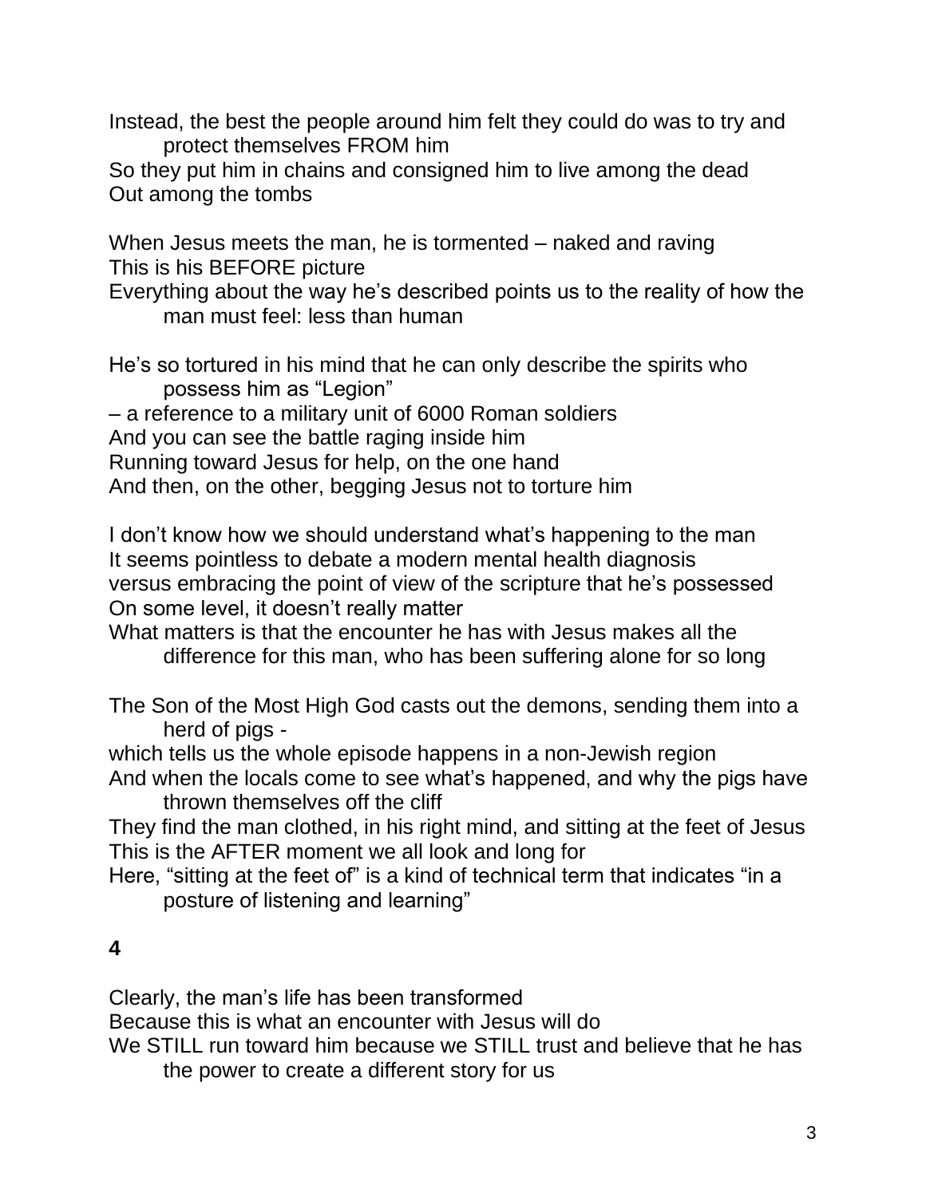Instead, the best the people around him felt they could do was to try and protect themselves FROM him
So they put him in chains and consigned him to live among the dead
Out among the tombs

When Jesus meets the man, he is tormented – naked and raving
This is his BEFORE picture
Everything about the way he's described points us to the reality of how the man must feel: less than human

He's so tortured in his mind that he can only describe the spirits who possess him as "Legion"
– a reference to a military unit of 6000 Roman soldiers
And you can see the battle raging inside him
Running toward Jesus for help, on the one hand
And then, on the other, begging Jesus not to torture him

I don't know how we should understand what's happening to the man
It seems pointless to debate a modern mental health diagnosis
versus embracing the point of view of the scripture that he's possessed
On some level, it doesn't really matter
What matters is that the encounter he has with Jesus makes all the difference for this man, who has been suffering alone for so long

The Son of the Most High God casts out the demons, sending them into a herd of pigs -
which tells us the whole episode happens in a non-Jewish region
And when the locals come to see what's happened, and why the pigs have thrown themselves off the cliff
They find the man clothed, in his right mind, and sitting at the feet of Jesus
This is the AFTER moment we all look and long for
Here, "sitting at the feet of" is a kind of technical term that indicates "in a posture of listening and learning"

**4**

Clearly, the man's life has been transformed
Because this is what an encounter with Jesus will do
We STILL run toward him because we STILL trust and believe that he has the power to create a different story for us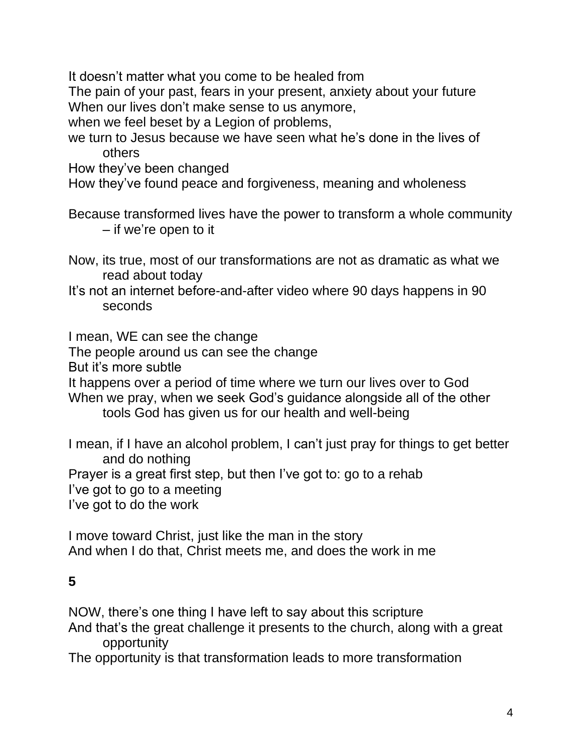It doesn't matter what you come to be healed from
The pain of your past, fears in your present, anxiety about your future
When our lives don't make sense to us anymore,
when we feel beset by a Legion of problems,
we turn to Jesus because we have seen what he's done in the lives of others
How they've been changed
How they've found peace and forgiveness, meaning and wholeness

Because transformed lives have the power to transform a whole community – if we're open to it

Now, its true, most of our transformations are not as dramatic as what we read about today
It's not an internet before-and-after video where 90 days happens in 90 seconds

I mean, WE can see the change
The people around us can see the change
But it's more subtle
It happens over a period of time where we turn our lives over to God
When we pray, when we seek God's guidance alongside all of the other tools God has given us for our health and well-being

I mean, if I have an alcohol problem, I can't just pray for things to get better and do nothing
Prayer is a great first step, but then I've got to: go to a rehab
I've got to go to a meeting
I've got to do the work

I move toward Christ, just like the man in the story
And when I do that, Christ meets me, and does the work in me

**5**

NOW, there's one thing I have left to say about this scripture
And that's the great challenge it presents to the church, along with a great opportunity
The opportunity is that transformation leads to more transformation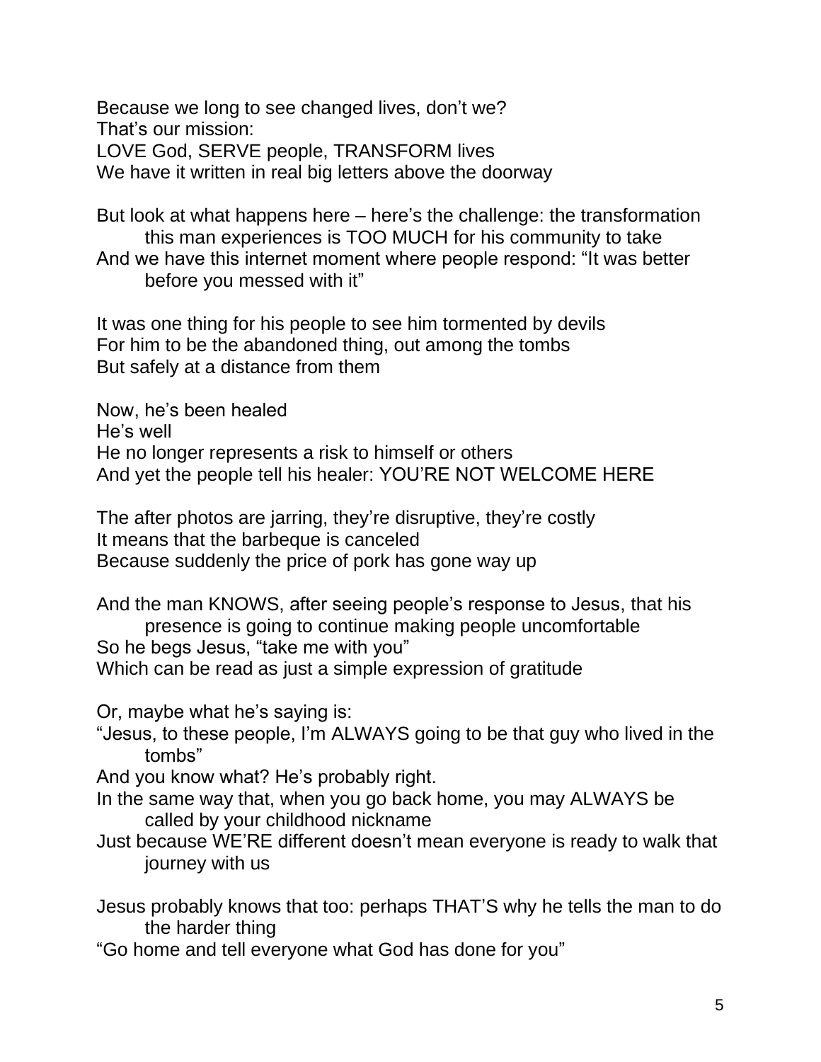Because we long to see changed lives, don't we?
That's our mission:
LOVE God, SERVE people, TRANSFORM lives
We have it written in real big letters above the doorway

But look at what happens here – here's the challenge: the transformation this man experiences is TOO MUCH for his community to take
And we have this internet moment where people respond: "It was better before you messed with it"

It was one thing for his people to see him tormented by devils
For him to be the abandoned thing, out among the tombs
But safely at a distance from them

Now, he's been healed
He's well
He no longer represents a risk to himself or others
And yet the people tell his healer: YOU'RE NOT WELCOME HERE

The after photos are jarring, they're disruptive, they're costly
It means that the barbeque is canceled
Because suddenly the price of pork has gone way up

And the man KNOWS, after seeing people's response to Jesus, that his presence is going to continue making people uncomfortable
So he begs Jesus, "take me with you"
Which can be read as just a simple expression of gratitude

Or, maybe what he's saying is:
"Jesus, to these people, I'm ALWAYS going to be that guy who lived in the tombs"
And you know what? He's probably right.
In the same way that, when you go back home, you may ALWAYS be called by your childhood nickname
Just because WE'RE different doesn't mean everyone is ready to walk that journey with us

Jesus probably knows that too: perhaps THAT'S why he tells the man to do the harder thing
"Go home and tell everyone what God has done for you"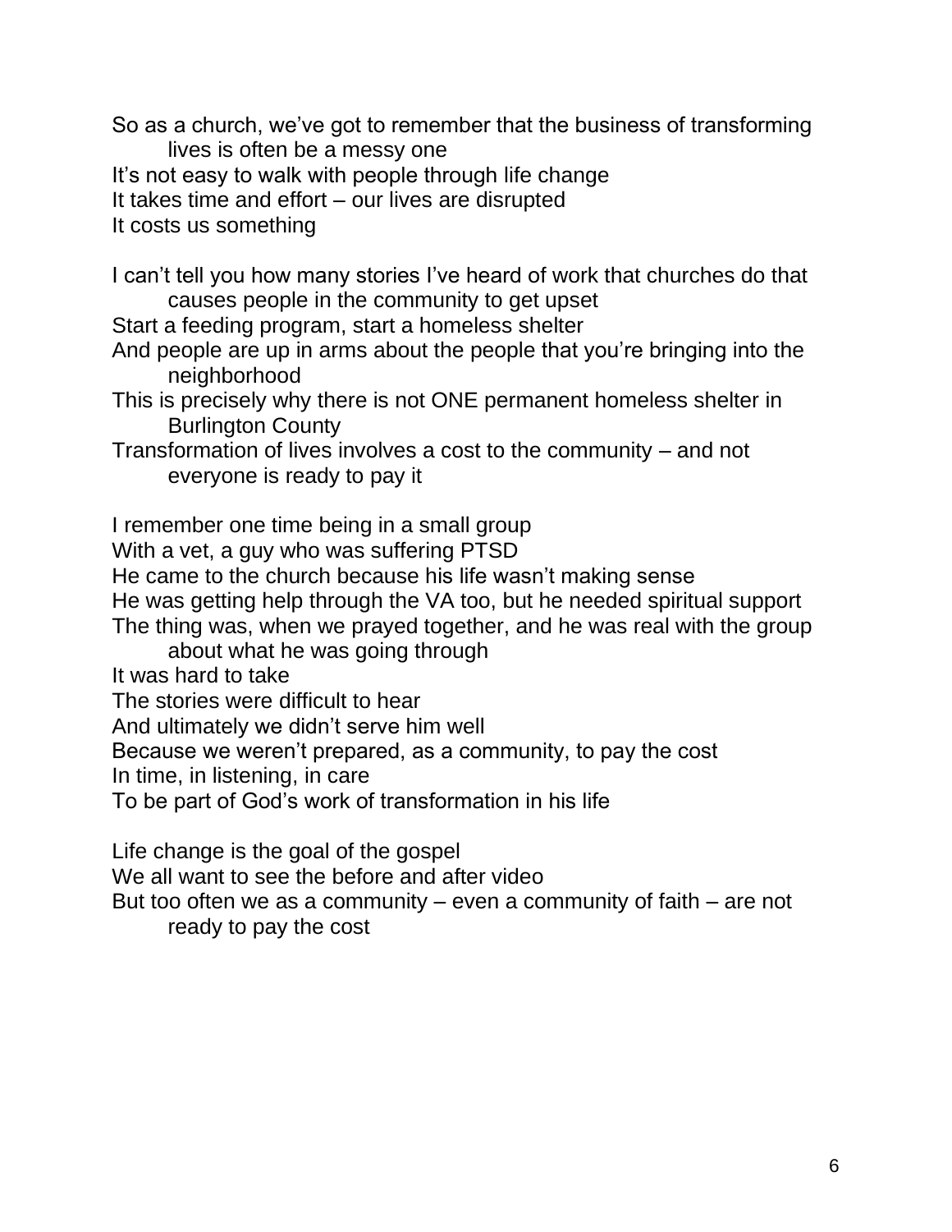So as a church, we've got to remember that the business of transforming lives is often be a messy one
It's not easy to walk with people through life change
It takes time and effort – our lives are disrupted
It costs us something

I can't tell you how many stories I've heard of work that churches do that causes people in the community to get upset
Start a feeding program, start a homeless shelter
And people are up in arms about the people that you're bringing into the neighborhood
This is precisely why there is not ONE permanent homeless shelter in Burlington County
Transformation of lives involves a cost to the community – and not everyone is ready to pay it

I remember one time being in a small group
With a vet, a guy who was suffering PTSD
He came to the church because his life wasn't making sense
He was getting help through the VA too, but he needed spiritual support
The thing was, when we prayed together, and he was real with the group about what he was going through
It was hard to take
The stories were difficult to hear
And ultimately we didn't serve him well
Because we weren't prepared, as a community, to pay the cost
In time, in listening, in care
To be part of God's work of transformation in his life

Life change is the goal of the gospel
We all want to see the before and after video
But too often we as a community – even a community of faith – are not ready to pay the cost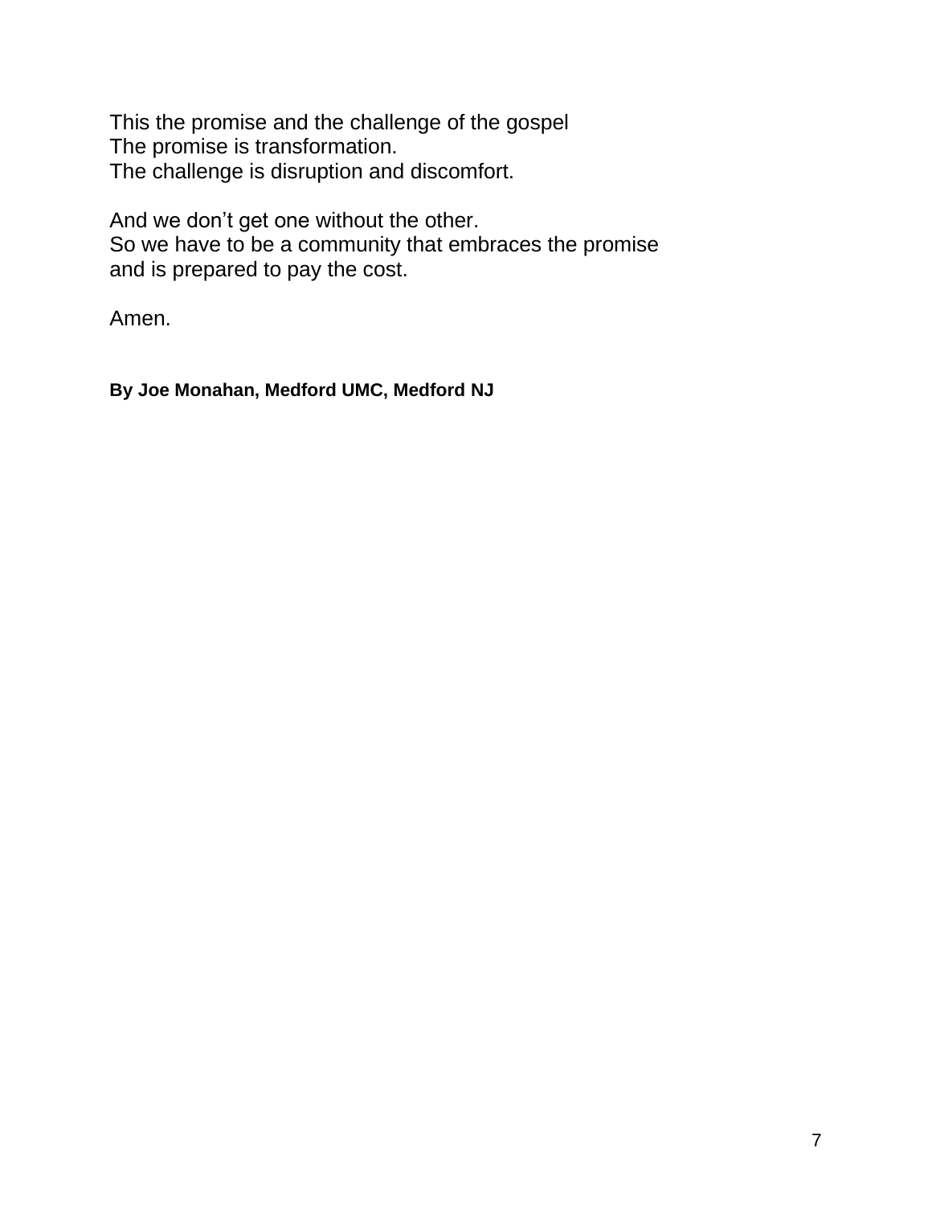This the promise and the challenge of the gospel
The promise is transformation.
The challenge is disruption and discomfort.

And we don't get one without the other.
So we have to be a community that embraces the promise
and is prepared to pay the cost.

Amen.

**By Joe Monahan, Medford UMC, Medford NJ**